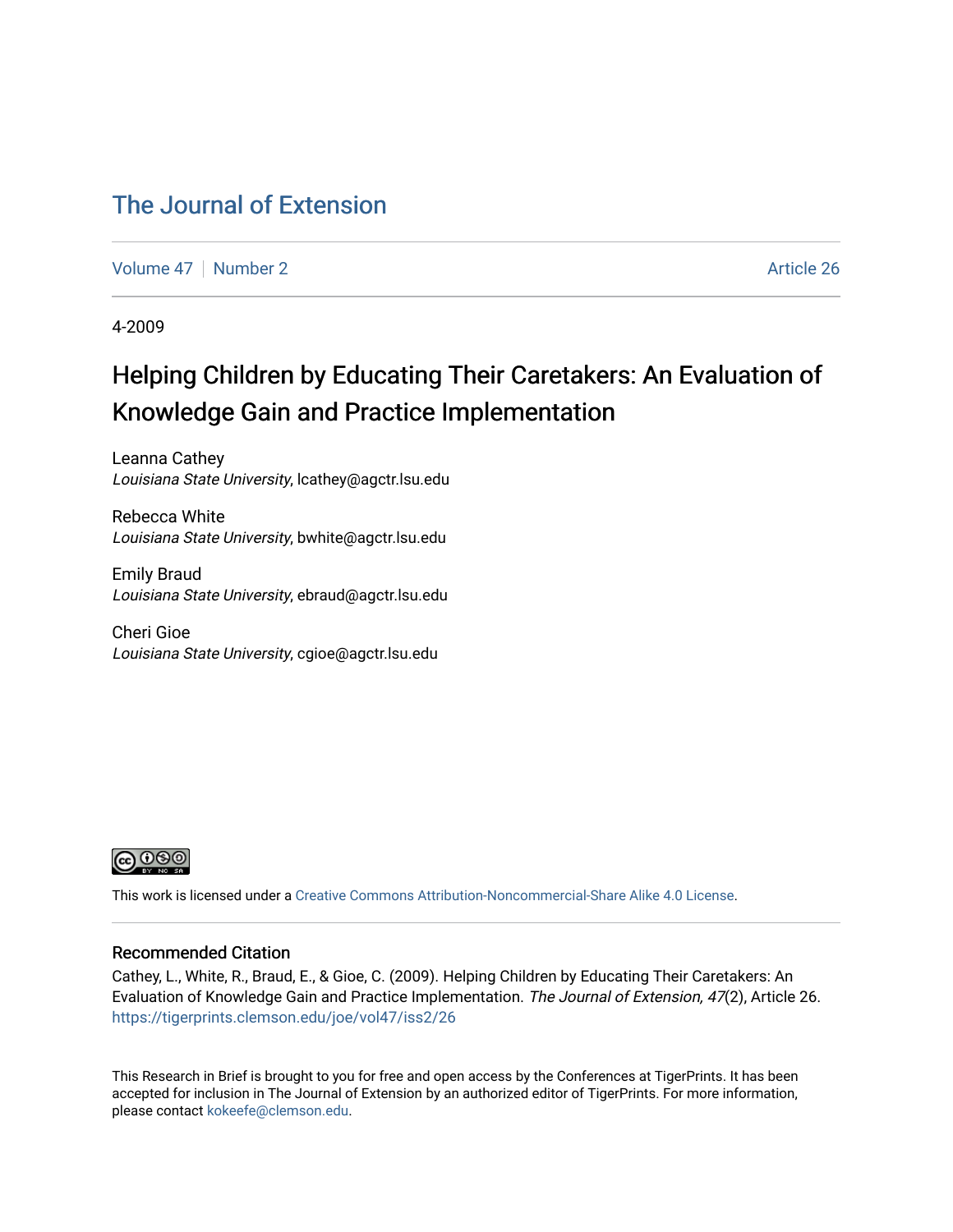# The Journal of Extension

Volume 47 | Number 2 | Article 26

4-2009

## Helping Children by Educating Their Caretakers: An Evaluation of Knowledge Gain and Practice Implementation

Leanna Cathey
*Louisiana State University*, lcathey@agctr.lsu.edu

Rebecca White
*Louisiana State University*, bwhite@agctr.lsu.edu

Emily Braud
*Louisiana State University*, ebraud@agctr.lsu.edu

Cheri Gioe
*Louisiana State University*, cgioe@agctr.lsu.edu

This work is licensed under a Creative Commons Attribution-Noncommercial-Share Alike 4.0 License.

### Recommended Citation

Cathey, L., White, R., Braud, E., & Gioe, C. (2009). Helping Children by Educating Their Caretakers: An Evaluation of Knowledge Gain and Practice Implementation. *The Journal of Extension, 47*(2), Article 26. https://tigerprints.clemson.edu/joe/vol47/iss2/26

This Research in Brief is brought to you for free and open access by the Conferences at TigerPrints. It has been accepted for inclusion in The Journal of Extension by an authorized editor of TigerPrints. For more information, please contact kokeefe@clemson.edu.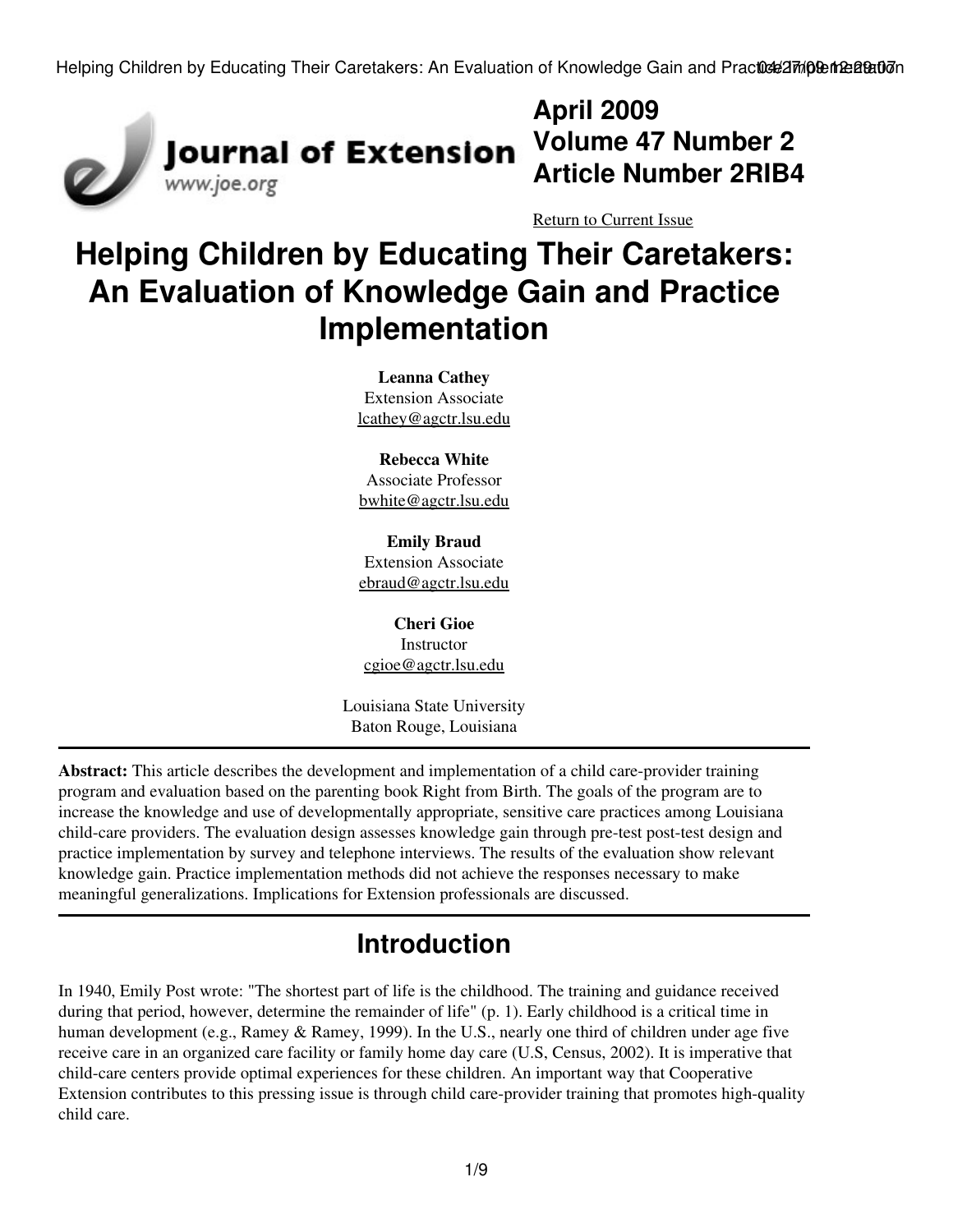# Helping Children by Educating Their Caretakers: An Evaluation of Knowledge Gain and Practice Implementation

**April 2009**
**Volume 47 Number 2**
**Article Number 2RIB4**

Return to Current Issue

**Leanna Cathey**
Extension Associate
lcathey@agctr.lsu.edu

**Rebecca White**
Associate Professor
bwhite@agctr.lsu.edu

**Emily Braud**
Extension Associate
ebraud@agctr.lsu.edu

**Cheri Gioe**
Instructor
cgioe@agctr.lsu.edu

Louisiana State University
Baton Rouge, Louisiana

---

**Abstract:** This article describes the development and implementation of a child care-provider training program and evaluation based on the parenting book Right from Birth. The goals of the program are to increase the knowledge and use of developmentally appropriate, sensitive care practices among Louisiana child-care providers. The evaluation design assesses knowledge gain through pre-test post-test design and practice implementation by survey and telephone interviews. The results of the evaluation show relevant knowledge gain. Practice implementation methods did not achieve the responses necessary to make meaningful generalizations. Implications for Extension professionals are discussed.

---

## Introduction

In 1940, Emily Post wrote: "The shortest part of life is the childhood. The training and guidance received during that period, however, determine the remainder of life" (p. 1). Early childhood is a critical time in human development (e.g., Ramey & Ramey, 1999). In the U.S., nearly one third of children under age five receive care in an organized care facility or family home day care (U.S, Census, 2002). It is imperative that child-care centers provide optimal experiences for these children. An important way that Cooperative Extension contributes to this pressing issue is through child care-provider training that promotes high-quality child care.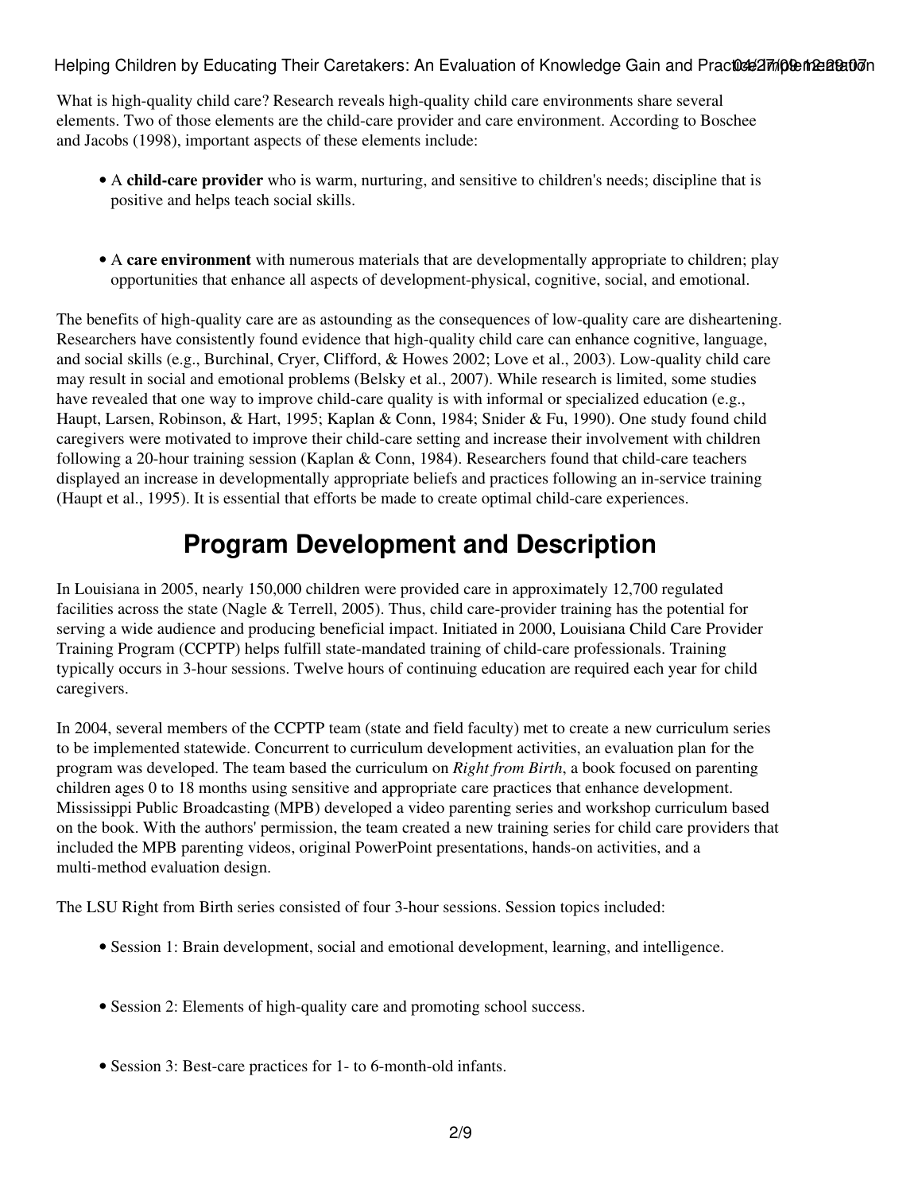What is high-quality child care? Research reveals high-quality child care environments share several elements. Two of those elements are the child-care provider and care environment. According to Boschee and Jacobs (1998), important aspects of these elements include:

- A **child-care provider** who is warm, nurturing, and sensitive to children's needs; discipline that is positive and helps teach social skills.
- A **care environment** with numerous materials that are developmentally appropriate to children; play opportunities that enhance all aspects of development-physical, cognitive, social, and emotional.

The benefits of high-quality care are as astounding as the consequences of low-quality care are disheartening. Researchers have consistently found evidence that high-quality child care can enhance cognitive, language, and social skills (e.g., Burchinal, Cryer, Clifford, & Howes 2002; Love et al., 2003). Low-quality child care may result in social and emotional problems (Belsky et al., 2007). While research is limited, some studies have revealed that one way to improve child-care quality is with informal or specialized education (e.g., Haupt, Larsen, Robinson, & Hart, 1995; Kaplan & Conn, 1984; Snider & Fu, 1990). One study found child caregivers were motivated to improve their child-care setting and increase their involvement with children following a 20-hour training session (Kaplan & Conn, 1984). Researchers found that child-care teachers displayed an increase in developmentally appropriate beliefs and practices following an in-service training (Haupt et al., 1995). It is essential that efforts be made to create optimal child-care experiences.

# Program Development and Description

In Louisiana in 2005, nearly 150,000 children were provided care in approximately 12,700 regulated facilities across the state (Nagle & Terrell, 2005). Thus, child care-provider training has the potential for serving a wide audience and producing beneficial impact. Initiated in 2000, Louisiana Child Care Provider Training Program (CCPTP) helps fulfill state-mandated training of child-care professionals. Training typically occurs in 3-hour sessions. Twelve hours of continuing education are required each year for child caregivers.

In 2004, several members of the CCPTP team (state and field faculty) met to create a new curriculum series to be implemented statewide. Concurrent to curriculum development activities, an evaluation plan for the program was developed. The team based the curriculum on *Right from Birth*, a book focused on parenting children ages 0 to 18 months using sensitive and appropriate care practices that enhance development. Mississippi Public Broadcasting (MPB) developed a video parenting series and workshop curriculum based on the book. With the authors' permission, the team created a new training series for child care providers that included the MPB parenting videos, original PowerPoint presentations, hands-on activities, and a multi-method evaluation design.

The LSU Right from Birth series consisted of four 3-hour sessions. Session topics included:

- Session 1: Brain development, social and emotional development, learning, and intelligence.
- Session 2: Elements of high-quality care and promoting school success.
- Session 3: Best-care practices for 1- to 6-month-old infants.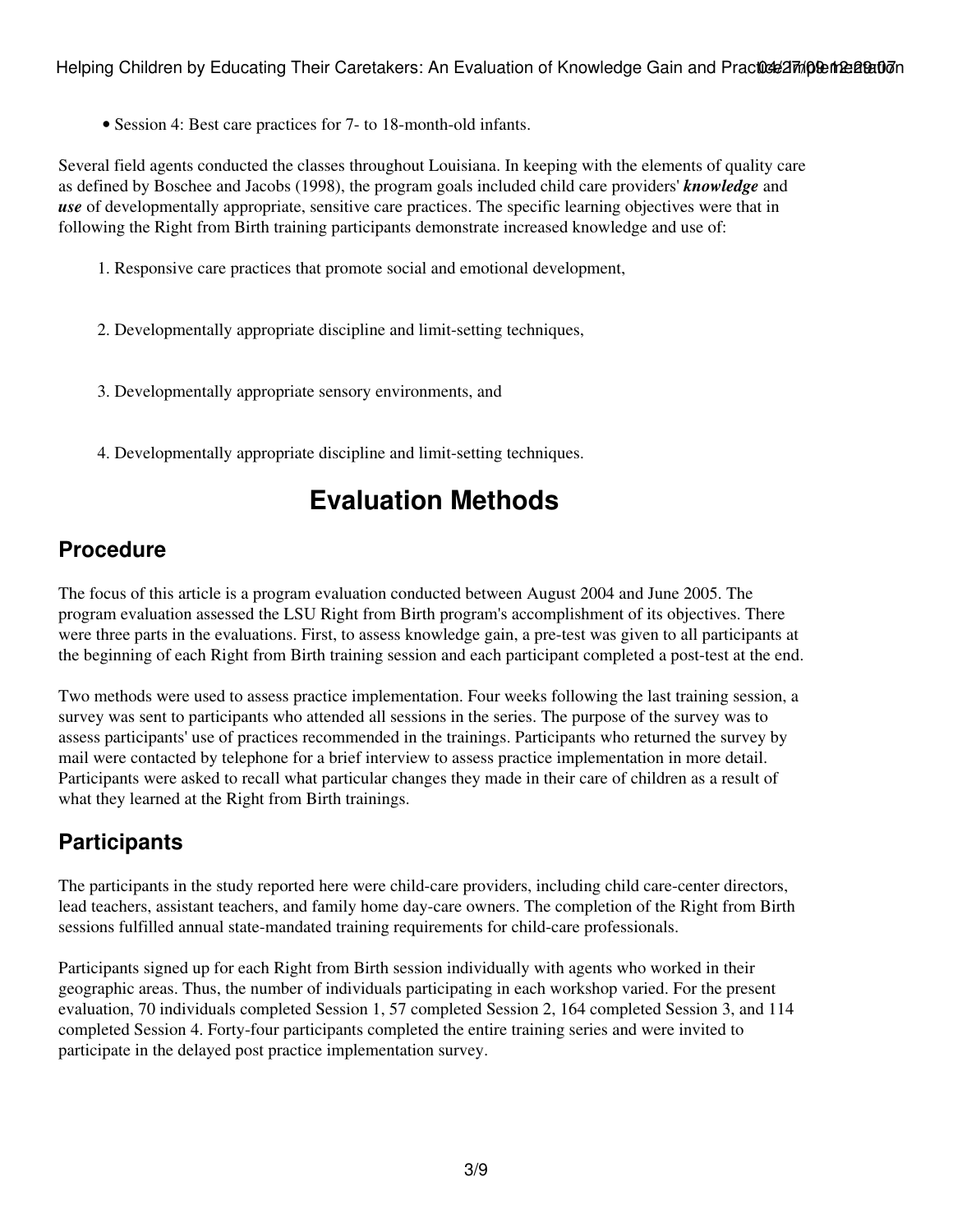- Session 4: Best care practices for 7- to 18-month-old infants.

Several field agents conducted the classes throughout Louisiana. In keeping with the elements of quality care as defined by Boschee and Jacobs (1998), the program goals included child care providers' ***knowledge*** and ***use*** of developmentally appropriate, sensitive care practices. The specific learning objectives were that in following the Right from Birth training participants demonstrate increased knowledge and use of:

1. Responsive care practices that promote social and emotional development,
2. Developmentally appropriate discipline and limit-setting techniques,
3. Developmentally appropriate sensory environments, and
4. Developmentally appropriate discipline and limit-setting techniques.

# Evaluation Methods

## Procedure

The focus of this article is a program evaluation conducted between August 2004 and June 2005. The program evaluation assessed the LSU Right from Birth program's accomplishment of its objectives. There were three parts in the evaluations. First, to assess knowledge gain, a pre-test was given to all participants at the beginning of each Right from Birth training session and each participant completed a post-test at the end.

Two methods were used to assess practice implementation. Four weeks following the last training session, a survey was sent to participants who attended all sessions in the series. The purpose of the survey was to assess participants' use of practices recommended in the trainings. Participants who returned the survey by mail were contacted by telephone for a brief interview to assess practice implementation in more detail. Participants were asked to recall what particular changes they made in their care of children as a result of what they learned at the Right from Birth trainings.

## Participants

The participants in the study reported here were child-care providers, including child care-center directors, lead teachers, assistant teachers, and family home day-care owners. The completion of the Right from Birth sessions fulfilled annual state-mandated training requirements for child-care professionals.

Participants signed up for each Right from Birth session individually with agents who worked in their geographic areas. Thus, the number of individuals participating in each workshop varied. For the present evaluation, 70 individuals completed Session 1, 57 completed Session 2, 164 completed Session 3, and 114 completed Session 4. Forty-four participants completed the entire training series and were invited to participate in the delayed post practice implementation survey.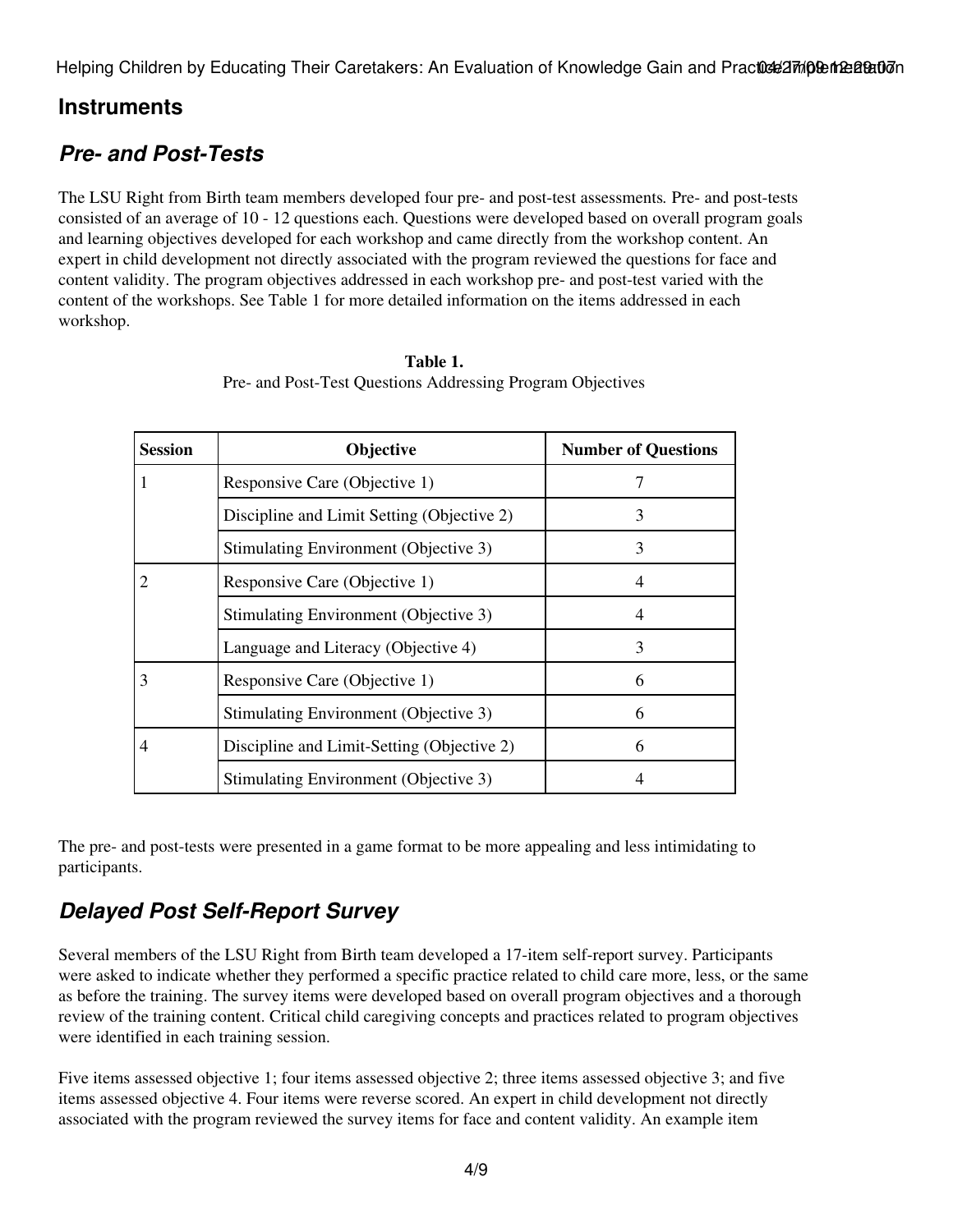## Instruments

### *Pre- and Post-Tests*

The LSU Right from Birth team members developed four pre- and post-test assessments. Pre- and post-tests consisted of an average of 10 - 12 questions each. Questions were developed based on overall program goals and learning objectives developed for each workshop and came directly from the workshop content. An expert in child development not directly associated with the program reviewed the questions for face and content validity. The program objectives addressed in each workshop pre- and post-test varied with the content of the workshops. See Table 1 for more detailed information on the items addressed in each workshop.

**Table 1.**
Pre- and Post-Test Questions Addressing Program Objectives

| Session | Objective | Number of Questions |
|---|---|---|
| 1 | Responsive Care (Objective 1) | 7 |
| | Discipline and Limit Setting (Objective 2) | 3 |
| | Stimulating Environment (Objective 3) | 3 |
| 2 | Responsive Care (Objective 1) | 4 |
| | Stimulating Environment (Objective 3) | 4 |
| | Language and Literacy (Objective 4) | 3 |
| 3 | Responsive Care (Objective 1) | 6 |
| | Stimulating Environment (Objective 3) | 6 |
| 4 | Discipline and Limit-Setting (Objective 2) | 6 |
| | Stimulating Environment (Objective 3) | 4 |

The pre- and post-tests were presented in a game format to be more appealing and less intimidating to participants.

### *Delayed Post Self-Report Survey*

Several members of the LSU Right from Birth team developed a 17-item self-report survey. Participants were asked to indicate whether they performed a specific practice related to child care more, less, or the same as before the training. The survey items were developed based on overall program objectives and a thorough review of the training content. Critical child caregiving concepts and practices related to program objectives were identified in each training session.

Five items assessed objective 1; four items assessed objective 2; three items assessed objective 3; and five items assessed objective 4. Four items were reverse scored. An expert in child development not directly associated with the program reviewed the survey items for face and content validity. An example item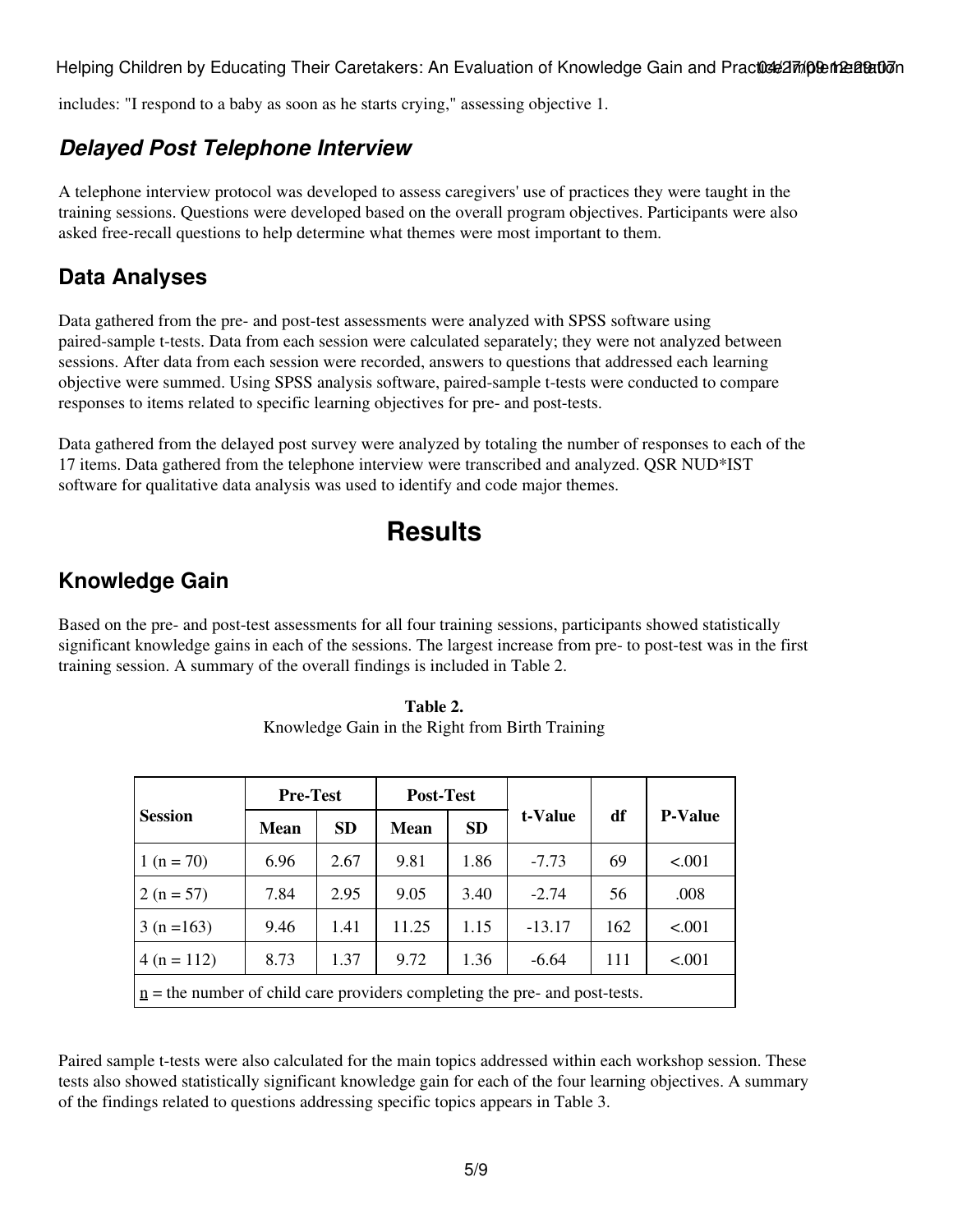includes: "I respond to a baby as soon as he starts crying," assessing objective 1.

### *Delayed Post Telephone Interview*

A telephone interview protocol was developed to assess caregivers' use of practices they were taught in the training sessions. Questions were developed based on the overall program objectives. Participants were also asked free-recall questions to help determine what themes were most important to them.

### Data Analyses

Data gathered from the pre- and post-test assessments were analyzed with SPSS software using paired-sample t-tests. Data from each session were calculated separately; they were not analyzed between sessions. After data from each session were recorded, answers to questions that addressed each learning objective were summed. Using SPSS analysis software, paired-sample t-tests were conducted to compare responses to items related to specific learning objectives for pre- and post-tests.

Data gathered from the delayed post survey were analyzed by totaling the number of responses to each of the 17 items. Data gathered from the telephone interview were transcribed and analyzed. QSR NUD*IST software for qualitative data analysis was used to identify and code major themes.

## Results

### Knowledge Gain

Based on the pre- and post-test assessments for all four training sessions, participants showed statistically significant knowledge gains in each of the sessions. The largest increase from pre- to post-test was in the first training session. A summary of the overall findings is included in Table 2.

**Table 2.**
Knowledge Gain in the Right from Birth Training

| Session | Pre-Test | | Post-Test | | t-Value | df | P-Value |
|---|---|---|---|---|---|---|---|
| | Mean | SD | Mean | SD | | | |
| 1 (n = 70) | 6.96 | 2.67 | 9.81 | 1.86 | -7.73 | 69 | <.001 |
| 2 (n = 57) | 7.84 | 2.95 | 9.05 | 3.40 | -2.74 | 56 | .008 |
| 3 (n =163) | 9.46 | 1.41 | 11.25 | 1.15 | -13.17 | 162 | <.001 |
| 4 (n = 112) | 8.73 | 1.37 | 9.72 | 1.36 | -6.64 | 111 | <.001 |
| n = the number of child care providers completing the pre- and post-tests. | | | | | | | |

Paired sample t-tests were also calculated for the main topics addressed within each workshop session. These tests also showed statistically significant knowledge gain for each of the four learning objectives. A summary of the findings related to questions addressing specific topics appears in Table 3.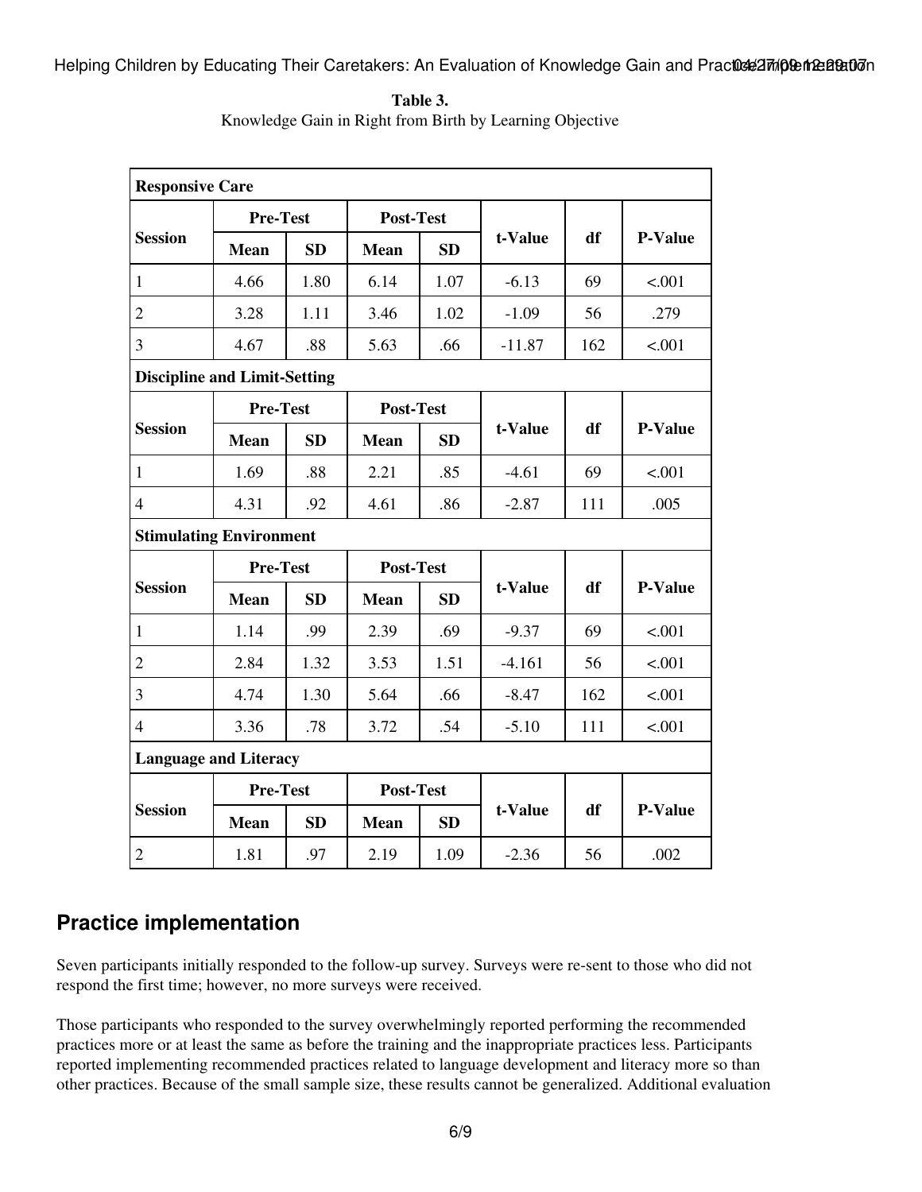**Table 3.**
Knowledge Gain in Right from Birth by Learning Objective

| **Responsive Care** | | | | | | | |
|---|---|---|---|---|---|---|---|
| **Session** | **Pre-Test** | | **Post-Test** | | **t-Value** | **df** | **P-Value** |
| | **Mean** | **SD** | **Mean** | **SD** | | | |
| 1 | 4.66 | 1.80 | 6.14 | 1.07 | -6.13 | 69 | <.001 |
| 2 | 3.28 | 1.11 | 3.46 | 1.02 | -1.09 | 56 | .279 |
| 3 | 4.67 | .88 | 5.63 | .66 | -11.87 | 162 | <.001 |
| **Discipline and Limit-Setting** | | | | | | | |
| **Session** | **Pre-Test** | | **Post-Test** | | **t-Value** | **df** | **P-Value** |
| | **Mean** | **SD** | **Mean** | **SD** | | | |
| 1 | 1.69 | .88 | 2.21 | .85 | -4.61 | 69 | <.001 |
| 4 | 4.31 | .92 | 4.61 | .86 | -2.87 | 111 | .005 |
| **Stimulating Environment** | | | | | | | |
| **Session** | **Pre-Test** | | **Post-Test** | | **t-Value** | **df** | **P-Value** |
| | **Mean** | **SD** | **Mean** | **SD** | | | |
| 1 | 1.14 | .99 | 2.39 | .69 | -9.37 | 69 | <.001 |
| 2 | 2.84 | 1.32 | 3.53 | 1.51 | -4.161 | 56 | <.001 |
| 3 | 4.74 | 1.30 | 5.64 | .66 | -8.47 | 162 | <.001 |
| 4 | 3.36 | .78 | 3.72 | .54 | -5.10 | 111 | <.001 |
| **Language and Literacy** | | | | | | | |
| **Session** | **Pre-Test** | | **Post-Test** | | **t-Value** | **df** | **P-Value** |
| | **Mean** | **SD** | **Mean** | **SD** | | | |
| 2 | 1.81 | .97 | 2.19 | 1.09 | -2.36 | 56 | .002 |

## Practice implementation

Seven participants initially responded to the follow-up survey. Surveys were re-sent to those who did not respond the first time; however, no more surveys were received.

Those participants who responded to the survey overwhelmingly reported performing the recommended practices more or at least the same as before the training and the inappropriate practices less. Participants reported implementing recommended practices related to language development and literacy more so than other practices. Because of the small sample size, these results cannot be generalized. Additional evaluation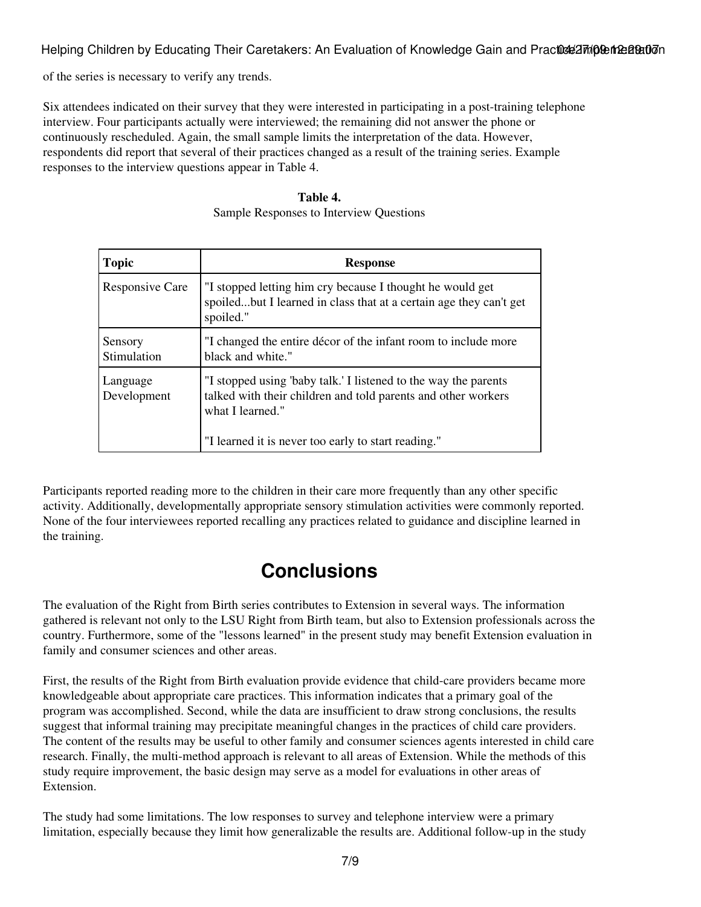of the series is necessary to verify any trends.

Six attendees indicated on their survey that they were interested in participating in a post-training telephone interview. Four participants actually were interviewed; the remaining did not answer the phone or continuously rescheduled. Again, the small sample limits the interpretation of the data. However, respondents did report that several of their practices changed as a result of the training series. Example responses to the interview questions appear in Table 4.

**Table 4.**
Sample Responses to Interview Questions

| Topic | Response |
|---|---|
| Responsive Care | "I stopped letting him cry because I thought he would get spoiled...but I learned in class that at a certain age they can't get spoiled." |
| Sensory Stimulation | "I changed the entire décor of the infant room to include more black and white." |
| Language Development | "I stopped using 'baby talk.' I listened to the way the parents talked with their children and told parents and other workers what I learned."<br><br>"I learned it is never too early to start reading." |

Participants reported reading more to the children in their care more frequently than any other specific activity. Additionally, developmentally appropriate sensory stimulation activities were commonly reported. None of the four interviewees reported recalling any practices related to guidance and discipline learned in the training.

# Conclusions

The evaluation of the Right from Birth series contributes to Extension in several ways. The information gathered is relevant not only to the LSU Right from Birth team, but also to Extension professionals across the country. Furthermore, some of the "lessons learned" in the present study may benefit Extension evaluation in family and consumer sciences and other areas.

First, the results of the Right from Birth evaluation provide evidence that child-care providers became more knowledgeable about appropriate care practices. This information indicates that a primary goal of the program was accomplished. Second, while the data are insufficient to draw strong conclusions, the results suggest that informal training may precipitate meaningful changes in the practices of child care providers. The content of the results may be useful to other family and consumer sciences agents interested in child care research. Finally, the multi-method approach is relevant to all areas of Extension. While the methods of this study require improvement, the basic design may serve as a model for evaluations in other areas of Extension.

The study had some limitations. The low responses to survey and telephone interview were a primary limitation, especially because they limit how generalizable the results are. Additional follow-up in the study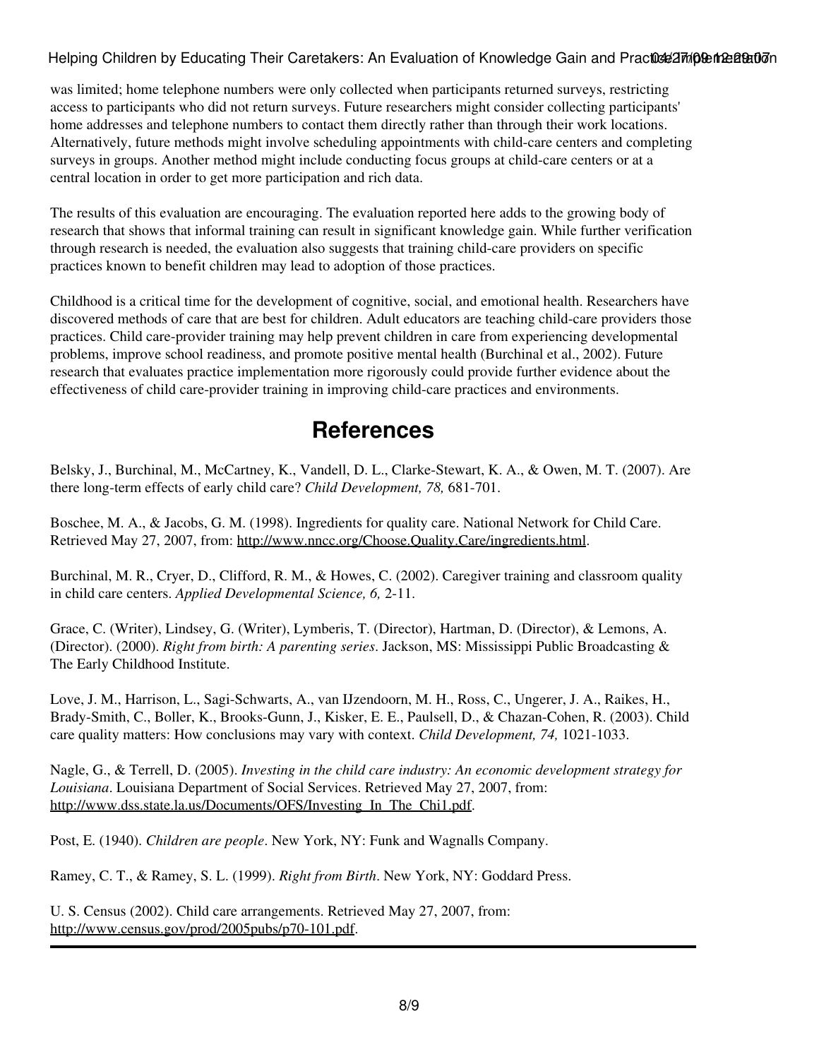was limited; home telephone numbers were only collected when participants returned surveys, restricting access to participants who did not return surveys. Future researchers might consider collecting participants' home addresses and telephone numbers to contact them directly rather than through their work locations. Alternatively, future methods might involve scheduling appointments with child-care centers and completing surveys in groups. Another method might include conducting focus groups at child-care centers or at a central location in order to get more participation and rich data.

The results of this evaluation are encouraging. The evaluation reported here adds to the growing body of research that shows that informal training can result in significant knowledge gain. While further verification through research is needed, the evaluation also suggests that training child-care providers on specific practices known to benefit children may lead to adoption of those practices.

Childhood is a critical time for the development of cognitive, social, and emotional health. Researchers have discovered methods of care that are best for children. Adult educators are teaching child-care providers those practices. Child care-provider training may help prevent children in care from experiencing developmental problems, improve school readiness, and promote positive mental health (Burchinal et al., 2002). Future research that evaluates practice implementation more rigorously could provide further evidence about the effectiveness of child care-provider training in improving child-care practices and environments.

## References

Belsky, J., Burchinal, M., McCartney, K., Vandell, D. L., Clarke-Stewart, K. A., & Owen, M. T. (2007). Are there long-term effects of early child care? *Child Development, 78,* 681-701.

Boschee, M. A., & Jacobs, G. M. (1998). Ingredients for quality care. National Network for Child Care. Retrieved May 27, 2007, from: http://www.nncc.org/Choose.Quality.Care/ingredients.html.

Burchinal, M. R., Cryer, D., Clifford, R. M., & Howes, C. (2002). Caregiver training and classroom quality in child care centers. *Applied Developmental Science, 6,* 2-11.

Grace, C. (Writer), Lindsey, G. (Writer), Lymberis, T. (Director), Hartman, D. (Director), & Lemons, A. (Director). (2000). *Right from birth: A parenting series*. Jackson, MS: Mississippi Public Broadcasting & The Early Childhood Institute.

Love, J. M., Harrison, L., Sagi-Schwarts, A., van IJzendoorn, M. H., Ross, C., Ungerer, J. A., Raikes, H., Brady-Smith, C., Boller, K., Brooks-Gunn, J., Kisker, E. E., Paulsell, D., & Chazan-Cohen, R. (2003). Child care quality matters: How conclusions may vary with context. *Child Development, 74,* 1021-1033.

Nagle, G., & Terrell, D. (2005). *Investing in the child care industry: An economic development strategy for Louisiana*. Louisiana Department of Social Services. Retrieved May 27, 2007, from: http://www.dss.state.la.us/Documents/OFS/Investing_In_The_Chi1.pdf.

Post, E. (1940). *Children are people*. New York, NY: Funk and Wagnalls Company.

Ramey, C. T., & Ramey, S. L. (1999). *Right from Birth*. New York, NY: Goddard Press.

U. S. Census (2002). Child care arrangements. Retrieved May 27, 2007, from: http://www.census.gov/prod/2005pubs/p70-101.pdf.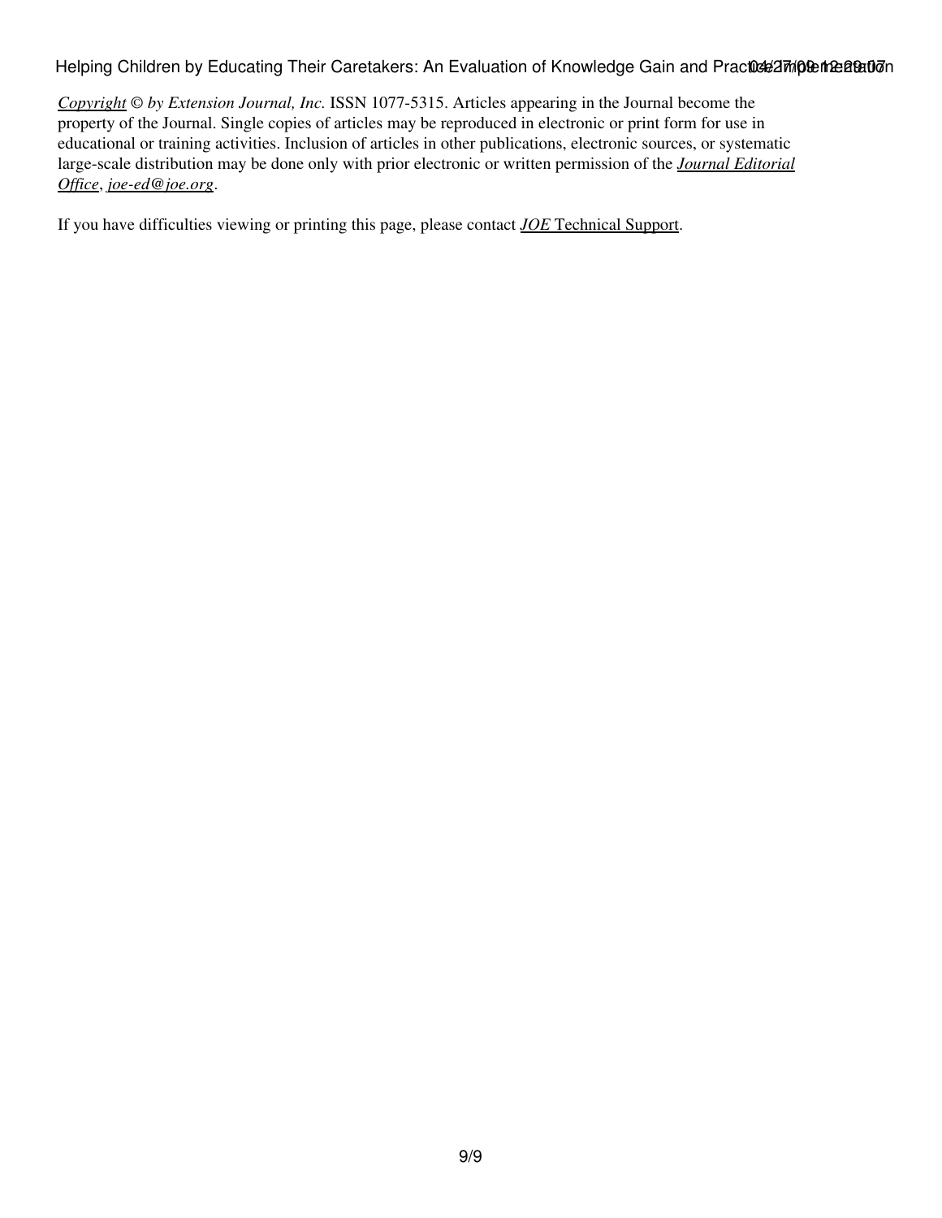*Copyright* © *by Extension Journal, Inc.* ISSN 1077-5315. Articles appearing in the Journal become the property of the Journal. Single copies of articles may be reproduced in electronic or print form for use in educational or training activities. Inclusion of articles in other publications, electronic sources, or systematic large-scale distribution may be done only with prior electronic or written permission of the *Journal Editorial Office*, *joe-ed@joe.org*.

If you have difficulties viewing or printing this page, please contact *JOE* Technical Support.